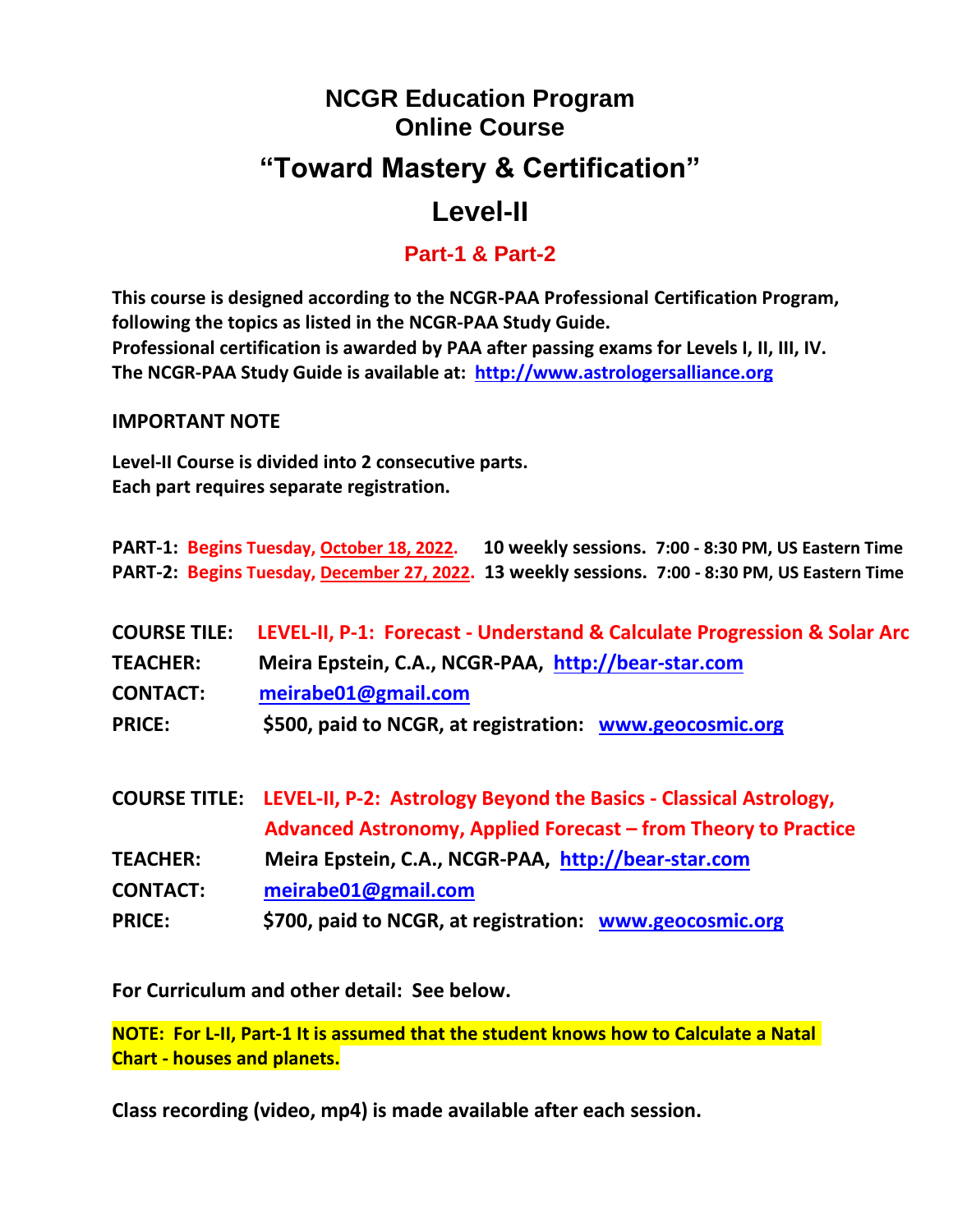# NCGR Education Program
# Online Course

# "Toward Mastery & Certification"

# Level-II

## Part-1 & Part-2

**This course is designed according to the NCGR-PAA Professional Certification Program, following the topics as listed in the NCGR-PAA Study Guide.**
**Professional certification is awarded by PAA after passing exams for Levels I, II, III, IV.**
**The NCGR-PAA Study Guide is available at: http://www.astrologersalliance.org**

**IMPORTANT NOTE**

**Level-II Course is divided into 2 consecutive parts.**
**Each part requires separate registration.**

**PART-1: Begins Tuesday, October 18, 2022. 10 weekly sessions. 7:00 - 8:30 PM, US Eastern Time**
**PART-2: Begins Tuesday, December 27, 2022. 13 weekly sessions. 7:00 - 8:30 PM, US Eastern Time**

**COURSE TILE:** **LEVEL-II, P-1: Forecast - Understand & Calculate Progression & Solar Arc**
**TEACHER:** **Meira Epstein, C.A., NCGR-PAA, http://bear-star.com**
**CONTACT:** **meirabe01@gmail.com**
**PRICE:** **$500, paid to NCGR, at registration: www.geocosmic.org**

**COURSE TITLE:** **LEVEL-II, P-2: Astrology Beyond the Basics - Classical Astrology, Advanced Astronomy, Applied Forecast – from Theory to Practice**
**TEACHER:** **Meira Epstein, C.A., NCGR-PAA, http://bear-star.com**
**CONTACT:** **meirabe01@gmail.com**
**PRICE:** **$700, paid to NCGR, at registration: www.geocosmic.org**

**For Curriculum and other detail: See below.**

**NOTE: For L-II, Part-1 It is assumed that the student knows how to Calculate a Natal Chart - houses and planets.**

**Class recording (video, mp4) is made available after each session.**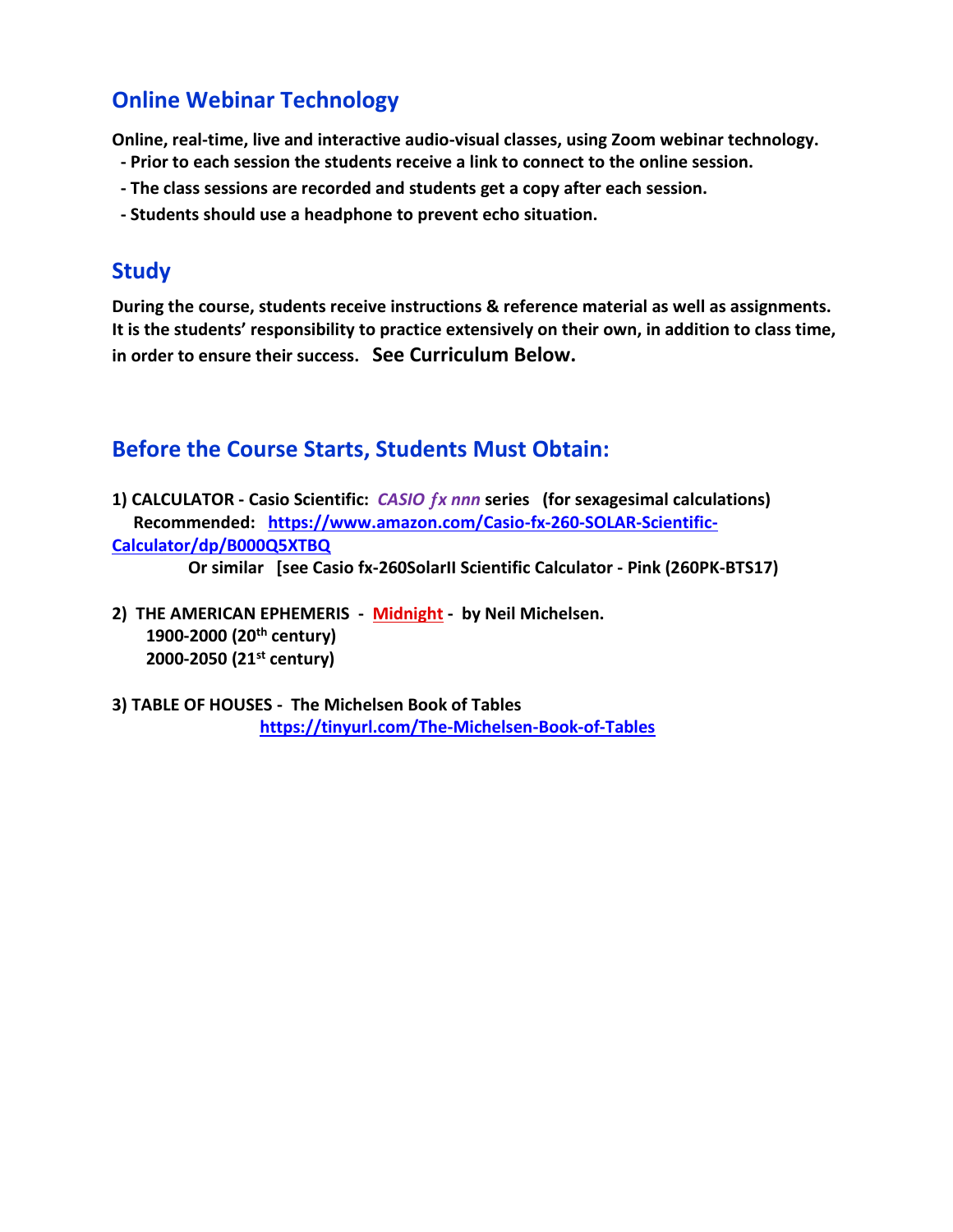## Online Webinar Technology

**Online, real-time, live and interactive audio-visual classes, using Zoom webinar technology.**

- **Prior to each session the students receive a link to connect to the online session.**
- **The class sessions are recorded and students get a copy after each session.**
- **Students should use a headphone to prevent echo situation.**

## Study

**During the course, students receive instructions & reference material as well as assignments. It is the students' responsibility to practice extensively on their own, in addition to class time, in order to ensure their success. See Curriculum Below.**

## Before the Course Starts, Students Must Obtain:

**1) CALCULATOR - Casio Scientific: *CASIO ƒx nnn* series (for sexagesimal calculations)**
**Recommended: https://www.amazon.com/Casio-fx-260-SOLAR-Scientific-Calculator/dp/B000Q5XTBQ**
**Or similar [see Casio fx-260SolarII Scientific Calculator - Pink (260PK-BTS17)**

**2) THE AMERICAN EPHEMERIS - Midnight - by Neil Michelsen.**
**1900-2000 (20th century)**
**2000-2050 (21st century)**

**3) TABLE OF HOUSES - The Michelsen Book of Tables**
**https://tinyurl.com/The-Michelsen-Book-of-Tables**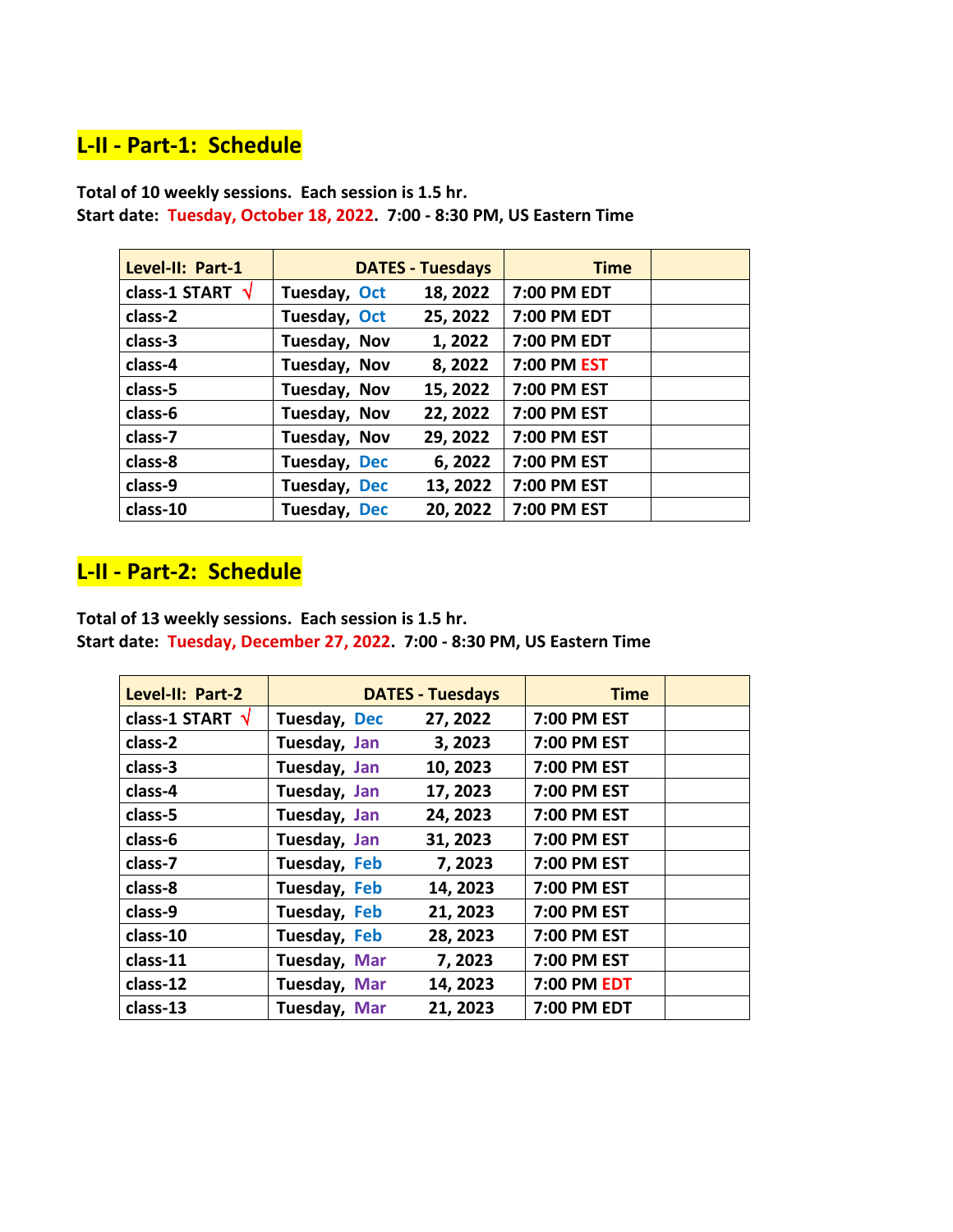## L-II - Part-1: Schedule

**Total of 10 weekly sessions. Each session is 1.5 hr.**
**Start date: Tuesday, October 18, 2022. 7:00 - 8:30 PM, US Eastern Time**

| Level-II: Part-1 | DATES - Tuesdays | Time | |
|---|---|---|---|
| class-1 START √ | Tuesday, Oct 18, 2022 | 7:00 PM EDT | |
| class-2 | Tuesday, Oct 25, 2022 | 7:00 PM EDT | |
| class-3 | Tuesday, Nov 1, 2022 | 7:00 PM EDT | |
| class-4 | Tuesday, Nov 8, 2022 | 7:00 PM EST | |
| class-5 | Tuesday, Nov 15, 2022 | 7:00 PM EST | |
| class-6 | Tuesday, Nov 22, 2022 | 7:00 PM EST | |
| class-7 | Tuesday, Nov 29, 2022 | 7:00 PM EST | |
| class-8 | Tuesday, Dec 6, 2022 | 7:00 PM EST | |
| class-9 | Tuesday, Dec 13, 2022 | 7:00 PM EST | |
| class-10 | Tuesday, Dec 20, 2022 | 7:00 PM EST | |

## L-II - Part-2: Schedule

**Total of 13 weekly sessions. Each session is 1.5 hr.**
**Start date: Tuesday, December 27, 2022. 7:00 - 8:30 PM, US Eastern Time**

| Level-II: Part-2 | DATES - Tuesdays | Time | |
|---|---|---|---|
| class-1 START √ | Tuesday, Dec 27, 2022 | 7:00 PM EST | |
| class-2 | Tuesday, Jan 3, 2023 | 7:00 PM EST | |
| class-3 | Tuesday, Jan 10, 2023 | 7:00 PM EST | |
| class-4 | Tuesday, Jan 17, 2023 | 7:00 PM EST | |
| class-5 | Tuesday, Jan 24, 2023 | 7:00 PM EST | |
| class-6 | Tuesday, Jan 31, 2023 | 7:00 PM EST | |
| class-7 | Tuesday, Feb 7, 2023 | 7:00 PM EST | |
| class-8 | Tuesday, Feb 14, 2023 | 7:00 PM EST | |
| class-9 | Tuesday, Feb 21, 2023 | 7:00 PM EST | |
| class-10 | Tuesday, Feb 28, 2023 | 7:00 PM EST | |
| class-11 | Tuesday, Mar 7, 2023 | 7:00 PM EST | |
| class-12 | Tuesday, Mar 14, 2023 | 7:00 PM EDT | |
| class-13 | Tuesday, Mar 21, 2023 | 7:00 PM EDT | |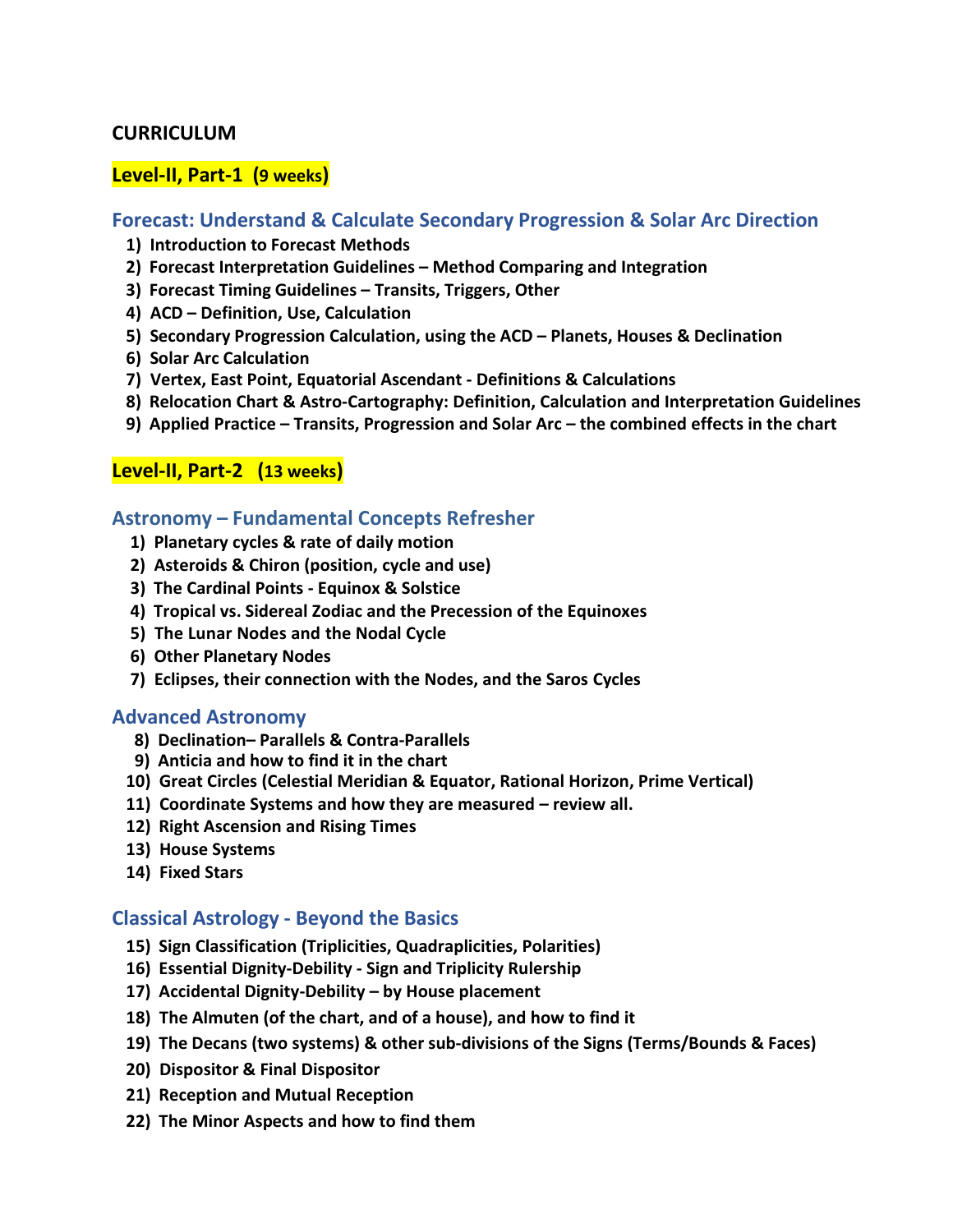## CURRICULUM

### Level-II, Part-1 (9 weeks)

### Forecast: Understand & Calculate Secondary Progression & Solar Arc Direction

1) **Introduction to Forecast Methods**
2) **Forecast Interpretation Guidelines – Method Comparing and Integration**
3) **Forecast Timing Guidelines – Transits, Triggers, Other**
4) **ACD – Definition, Use, Calculation**
5) **Secondary Progression Calculation, using the ACD – Planets, Houses & Declination**
6) **Solar Arc Calculation**
7) **Vertex, East Point, Equatorial Ascendant - Definitions & Calculations**
8) **Relocation Chart & Astro-Cartography: Definition, Calculation and Interpretation Guidelines**
9) **Applied Practice – Transits, Progression and Solar Arc – the combined effects in the chart**

### Level-II, Part-2 (13 weeks)

### Astronomy – Fundamental Concepts Refresher

1) **Planetary cycles & rate of daily motion**
2) **Asteroids & Chiron (position, cycle and use)**
3) **The Cardinal Points - Equinox & Solstice**
4) **Tropical vs. Sidereal Zodiac and the Precession of the Equinoxes**
5) **The Lunar Nodes and the Nodal Cycle**
6) **Other Planetary Nodes**
7) **Eclipses, their connection with the Nodes, and the Saros Cycles**

### Advanced Astronomy

8) **Declination– Parallels & Contra-Parallels**
9) **Anticia and how to find it in the chart**
10) **Great Circles (Celestial Meridian & Equator, Rational Horizon, Prime Vertical)**
11) **Coordinate Systems and how they are measured – review all.**
12) **Right Ascension and Rising Times**
13) **House Systems**
14) **Fixed Stars**

### Classical Astrology - Beyond the Basics

15) **Sign Classification (Triplicities, Quadraplicities, Polarities)**
16) **Essential Dignity-Debility - Sign and Triplicity Rulership**
17) **Accidental Dignity-Debility – by House placement**
18) **The Almuten (of the chart, and of a house), and how to find it**
19) **The Decans (two systems) & other sub-divisions of the Signs (Terms/Bounds & Faces)**
20) **Dispositor & Final Dispositor**
21) **Reception and Mutual Reception**
22) **The Minor Aspects and how to find them**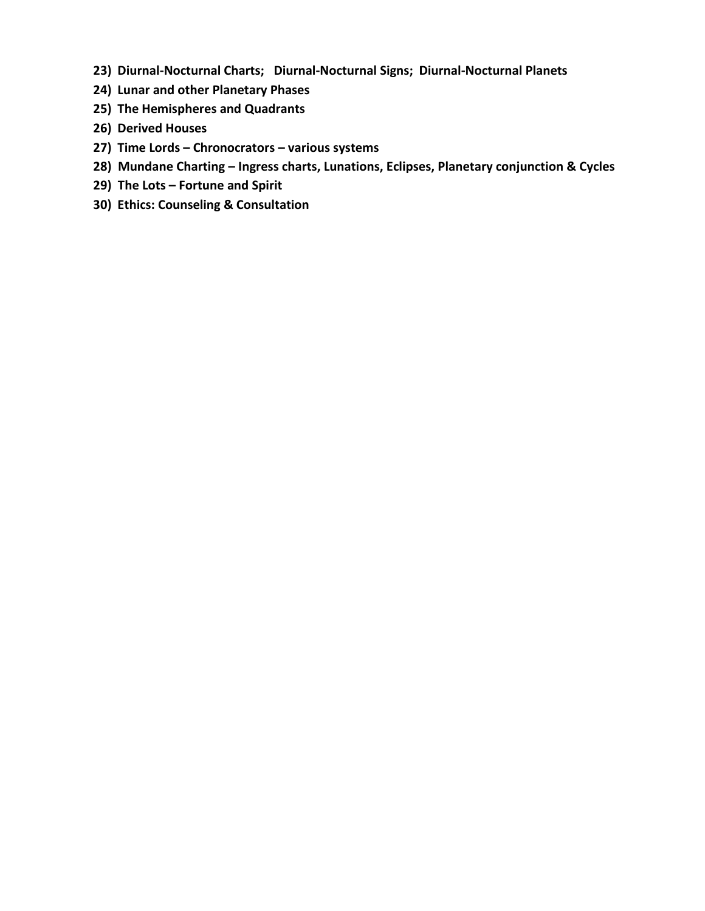23) **Diurnal-Nocturnal Charts; Diurnal-Nocturnal Signs; Diurnal-Nocturnal Planets**
24) **Lunar and other Planetary Phases**
25) **The Hemispheres and Quadrants**
26) **Derived Houses**
27) **Time Lords – Chronocrators – various systems**
28) **Mundane Charting – Ingress charts, Lunations, Eclipses, Planetary conjunction & Cycles**
29) **The Lots – Fortune and Spirit**
30) **Ethics: Counseling & Consultation**